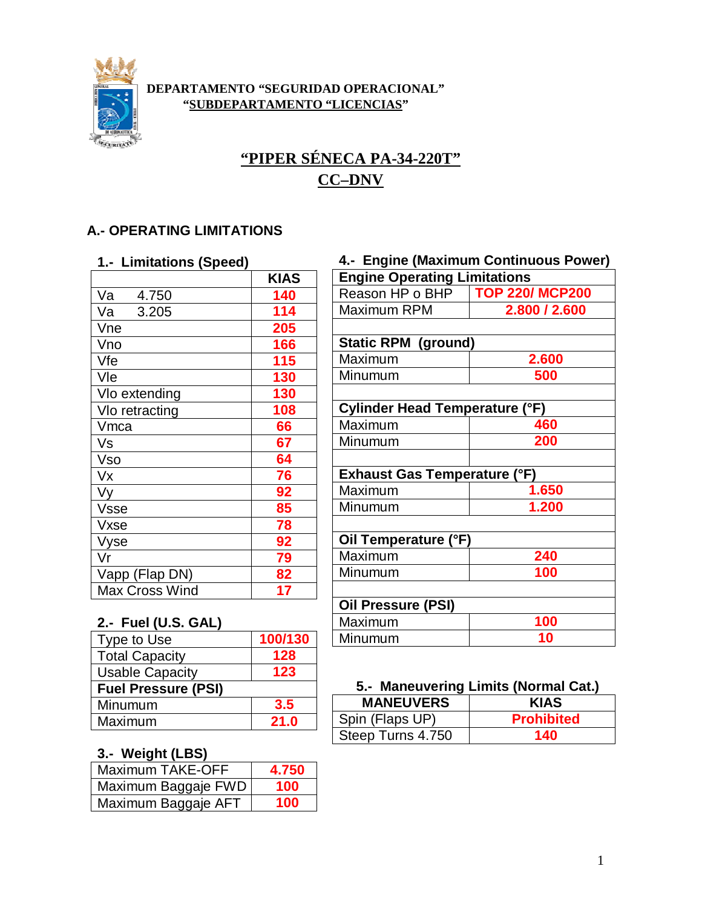**DEPARTAMENTO "SEGURIDAD OPERACIONAL"**
**"SUBDEPARTAMENTO "LICENCIAS"**

# "PIPER SÉNECA PA-34-220T"
# CC–DNV

## A.- OPERATING LIMITATIONS

### 1.- Limitations (Speed)

| | KIAS |
|---|---|
| Va 4.750 | 140 |
| Va 3.205 | 114 |
| Vne | 205 |
| Vno | 166 |
| Vfe | 115 |
| Vle | 130 |
| Vlo extending | 130 |
| Vlo retracting | 108 |
| Vmca | 66 |
| Vs | 67 |
| Vso | 64 |
| Vx | 76 |
| Vy | 92 |
| Vsse | 85 |
| Vxse | 78 |
| Vyse | 92 |
| Vr | 79 |
| Vapp (Flap DN) | 82 |
| Max Cross Wind | 17 |

### 2.- Fuel (U.S. GAL)

| Type to Use | 100/130 |
|---|---|
| Total Capacity | 128 |
| Usable Capacity | 123 |
| **Fuel Pressure (PSI)** | |
| Minumum | 3.5 |
| Maximum | 21.0 |

### 3.- Weight (LBS)

| Maximum TAKE-OFF | 4.750 |
|---|---|
| Maximum Baggaje FWD | 100 |
| Maximum Baggaje AFT | 100 |

### 4.- Engine (Maximum Continuous Power)

| **Engine Operating Limitations** | |
|---|---|
| Reason HP o BHP | TOP 220/ MCP200 |
| Maximum RPM | 2.800 / 2.600 |
| | |
| **Static RPM (ground)** | |
| Maximum | 2.600 |
| Minumum | 500 |
| | |
| **Cylinder Head Temperature (°F)** | |
| Maximum | 460 |
| Minumum | 200 |
| | |
| **Exhaust Gas Temperature (°F)** | |
| Maximum | 1.650 |
| Minumum | 1.200 |
| | |
| **Oil Temperature (°F)** | |
| Maximum | 240 |
| Minumum | 100 |
| | |
| **Oil Pressure (PSI)** | |
| Maximum | 100 |
| Minumum | 10 |

### 5.- Maneuvering Limits (Normal Cat.)

| MANEUVERS | KIAS |
|---|---|
| Spin (Flaps UP) | Prohibited |
| Steep Turns 4.750 | 140 |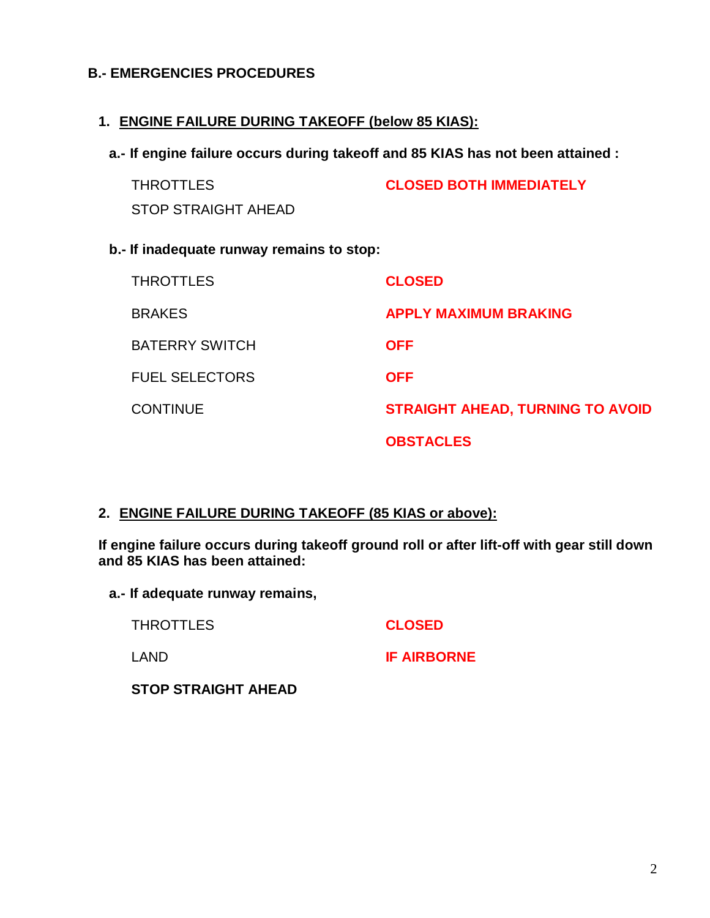## B.- EMERGENCIES PROCEDURES

### 1. ENGINE FAILURE DURING TAKEOFF (below 85 KIAS):

**a.- If engine failure occurs during takeoff and 85 KIAS has not been attained :**

| | |
|---|---|
| THROTTLES | **CLOSED BOTH IMMEDIATELY** |
| STOP STRAIGHT AHEAD | |

**b.- If inadequate runway remains to stop:**

| | |
|---|---|
| THROTTLES | **CLOSED** |
| BRAKES | **APPLY MAXIMUM BRAKING** |
| BATERRY SWITCH | **OFF** |
| FUEL SELECTORS | **OFF** |
| CONTINUE | **STRAIGHT AHEAD, TURNING TO AVOID OBSTACLES** |

### 2. ENGINE FAILURE DURING TAKEOFF (85 KIAS or above):

**If engine failure occurs during takeoff ground roll or after lift-off with gear still down and 85 KIAS has been attained:**

**a.- If adequate runway remains,**

| | |
|---|---|
| THROTTLES | **CLOSED** |
| LAND | **IF AIRBORNE** |

**STOP STRAIGHT AHEAD**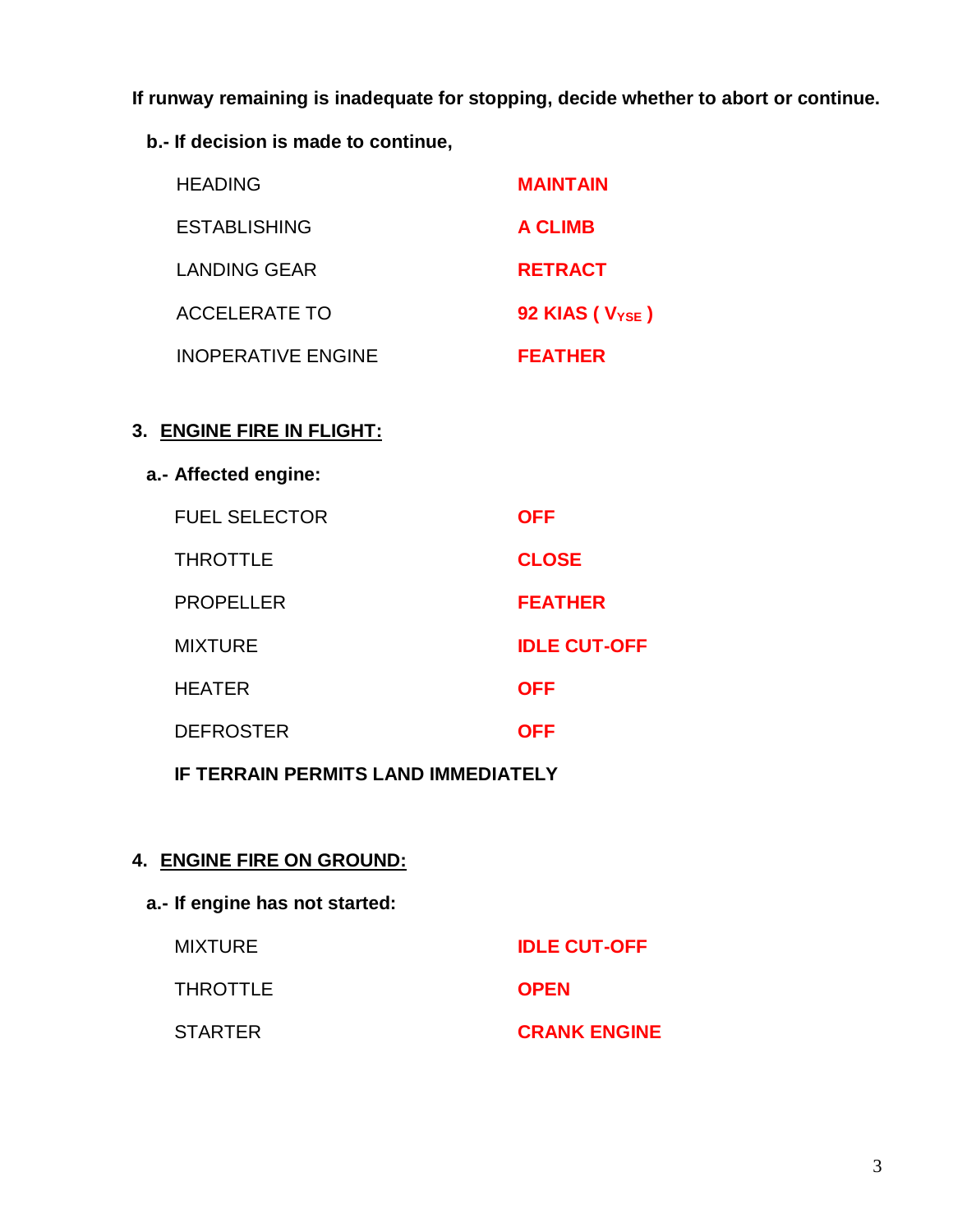**If runway remaining is inadequate for stopping, decide whether to abort or continue.**

**b.- If decision is made to continue,**

| | |
|---|---|
| HEADING | **MAINTAIN** |
| ESTABLISHING | **A CLIMB** |
| LANDING GEAR | **RETRACT** |
| ACCELERATE TO | **92 KIAS ( $V_{YSE}$ )** |
| INOPERATIVE ENGINE | **FEATHER** |

### 3. ENGINE FIRE IN FLIGHT:

**a.- Affected engine:**

| | |
|---|---|
| FUEL SELECTOR | **OFF** |
| THROTTLE | **CLOSE** |
| PROPELLER | **FEATHER** |
| MIXTURE | **IDLE CUT-OFF** |
| HEATER | **OFF** |
| DEFROSTER | **OFF** |

**IF TERRAIN PERMITS LAND IMMEDIATELY**

### 4. ENGINE FIRE ON GROUND:

**a.- If engine has not started:**

| | |
|---|---|
| MIXTURE | **IDLE CUT-OFF** |
| THROTTLE | **OPEN** |
| STARTER | **CRANK ENGINE** |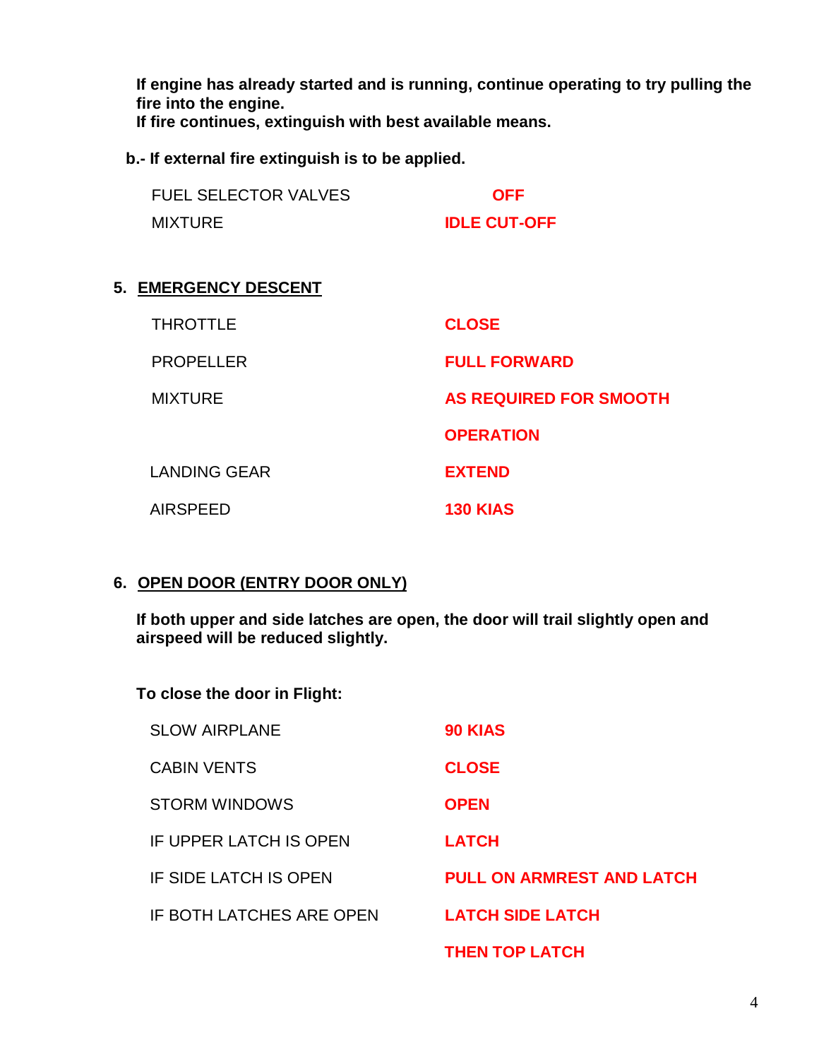**If engine has already started and is running, continue operating to try pulling the fire into the engine.**
**If fire continues, extinguish with best available means.**

**b.- If external fire extinguish is to be applied.**

| | |
|---|---|
| FUEL SELECTOR VALVES | **OFF** |
| MIXTURE | **IDLE CUT-OFF** |

## 5. EMERGENCY DESCENT

| | |
|---|---|
| THROTTLE | **CLOSE** |
| PROPELLER | **FULL FORWARD** |
| MIXTURE | **AS REQUIRED FOR SMOOTH OPERATION** |
| LANDING GEAR | **EXTEND** |
| AIRSPEED | **130 KIAS** |

## 6. OPEN DOOR (ENTRY DOOR ONLY)

**If both upper and side latches are open, the door will trail slightly open and airspeed will be reduced slightly.**

**To close the door in Flight:**

| | |
|---|---|
| SLOW AIRPLANE | **90 KIAS** |
| CABIN VENTS | **CLOSE** |
| STORM WINDOWS | **OPEN** |
| IF UPPER LATCH IS OPEN | **LATCH** |
| IF SIDE LATCH IS OPEN | **PULL ON ARMREST AND LATCH** |
| IF BOTH LATCHES ARE OPEN | **LATCH SIDE LATCH THEN TOP LATCH** |